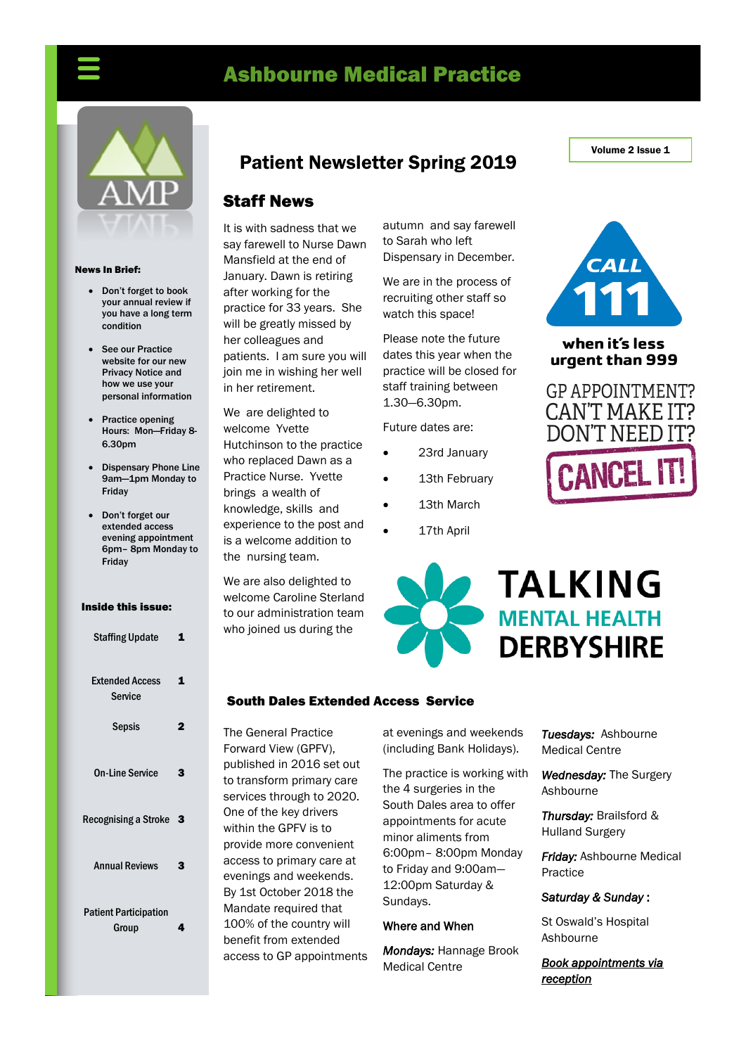# Ashbourne Medical Practice

## Patient Newsletter Spring 2019

Volume 2 Issue 1

**News In Brief:**

- Don't forget to book your annual review if you have a long term condition
- See our Practice website for our new Privacy Notice and how we use your personal information
- Practice opening Hours: Mon—Friday 8-6.30pm
- Dispensary Phone Line 9am—1pm Monday to Friday
- Don't forget our extended access evening appointment 6pm– 8pm Monday to Friday

**Inside this issue:**

| | |
|---|---|
| Staffing Update | 1 |
| Extended Access Service | 1 |
| Sepsis | 2 |
| On-Line Service | 3 |
| Recognising a Stroke | 3 |
| Annual Reviews | 3 |
| Patient Participation Group | 4 |

## Staff News

It is with sadness that we say farewell to Nurse Dawn Mansfield at the end of January. Dawn is retiring after working for the practice for 33 years. She will be greatly missed by her colleagues and patients. I am sure you will join me in wishing her well in her retirement.

We are delighted to welcome Yvette Hutchinson to the practice who replaced Dawn as a Practice Nurse. Yvette brings a wealth of knowledge, skills and experience to the post and is a welcome addition to the nursing team.

We are also delighted to welcome Caroline Sterland to our administration team who joined us during the autumn and say farewell to Sarah who left Dispensary in December.

We are in the process of recruiting other staff so watch this space!

Please note the future dates this year when the practice will be closed for staff training between 1.30—6.30pm.

Future dates are:

- 23rd January
- 13th February
- 13th March
- 17th April

CALL 111 when it's less urgent than 999

GP APPOINTMENT? CAN'T MAKE IT? DON'T NEED IT? CANCEL IT!

TALKING MENTAL HEALTH DERBYSHIRE

## South Dales Extended Access Service

The General Practice Forward View (GPFV), published in 2016 set out to transform primary care services through to 2020. One of the key drivers within the GPFV is to provide more convenient access to primary care at evenings and weekends. By 1st October 2018 the Mandate required that 100% of the country will benefit from extended access to GP appointments at evenings and weekends (including Bank Holidays).

The practice is working with the 4 surgeries in the South Dales area to offer appointments for acute minor aliments from 6:00pm– 8:00pm Monday to Friday and 9:00am—12:00pm Saturday & Sundays.

**Where and When**

***Mondays:*** Hannage Brook Medical Centre

***Tuesdays:*** Ashbourne Medical Centre

***Wednesday:*** The Surgery Ashbourne

***Thursday:*** Brailsford & Hulland Surgery

***Friday:*** Ashbourne Medical Practice

***Saturday & Sunday*:**

St Oswald's Hospital Ashbourne

***Book appointments via reception***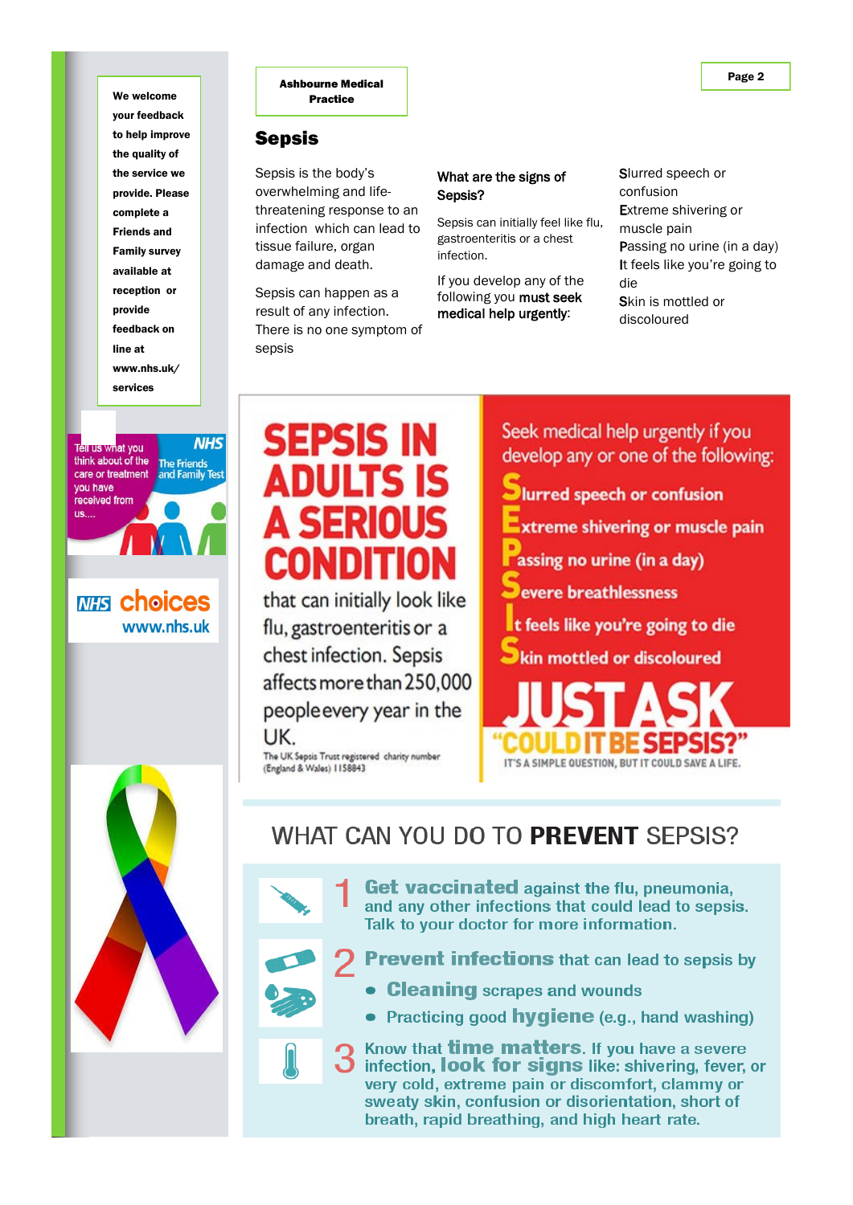**Ashbourne Medical Practice**

# Sepsis

Sepsis is the body's overwhelming and life-threatening response to an infection which can lead to tissue failure, organ damage and death.

Sepsis can happen as a result of any infection. There is no one symptom of sepsis

### What are the signs of Sepsis?

Sepsis can initially feel like flu, gastroenteritis or a chest infection.

If you develop any of the following you **must seek medical help urgently**:

**S**lurred speech or confusion
**E**xtreme shivering or muscle pain
**P**assing no urine (in a day)
**I**t feels like you're going to die
**S**kin is mottled or discoloured

**We welcome your feedback to help improve the quality of the service we provide. Please complete a Friends and Family survey available at reception or provide feedback on line at www.nhs.uk/services**

Tell us what you think about of the care or treatment you have received from us....

NHS The Friends and Family Test

NHS choices www.nhs.uk

## SEPSIS IN ADULTS IS A SERIOUS CONDITION

that can initially look like flu, gastroenteritis or a chest infection. Sepsis affects more than 250,000 people every year in the UK.

The UK Sepsis Trust registered charity number (England & Wales) 1158843

Seek medical help urgently if you develop any or one of the following:

**S**lurred speech or confusion
**E**xtreme shivering or muscle pain
**P**assing no urine (in a day)
**S**evere breathlessness
**I**t feels like you're going to die
**S**kin mottled or discoloured

**JUST ASK "COULD IT BE SEPSIS?"**

IT'S A SIMPLE QUESTION, BUT IT COULD SAVE A LIFE.

## WHAT CAN YOU DO TO **PREVENT** SEPSIS?

1. **Get vaccinated** against the flu, pneumonia, and any other infections that could lead to sepsis. Talk to your doctor for more information.
2. **Prevent infections** that can lead to sepsis by
   - **Cleaning** scrapes and wounds
   - Practicing good **hygiene** (e.g., hand washing)
3. Know that **time matters**. If you have a severe infection, **look for signs** like: shivering, fever, or very cold, extreme pain or discomfort, clammy or sweaty skin, confusion or disorientation, short of breath, rapid breathing, and high heart rate.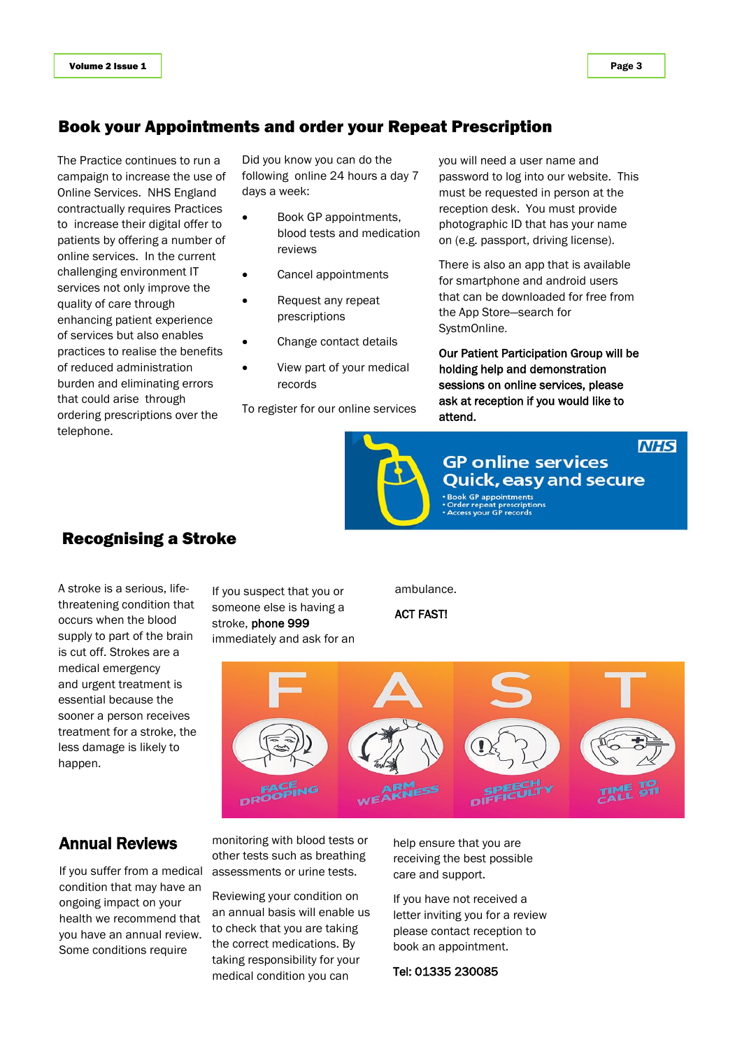## Book your Appointments and order your Repeat Prescription

The Practice continues to run a campaign to increase the use of Online Services. NHS England contractually requires Practices to increase their digital offer to patients by offering a number of online services. In the current challenging environment IT services not only improve the quality of care through enhancing patient experience of services but also enables practices to realise the benefits of reduced administration burden and eliminating errors that could arise through ordering prescriptions over the telephone.

Did you know you can do the following online 24 hours a day 7 days a week:

- Book GP appointments, blood tests and medication reviews
- Cancel appointments
- Request any repeat prescriptions
- Change contact details
- View part of your medical records

To register for our online services you will need a user name and password to log into our website. This must be requested in person at the reception desk. You must provide photographic ID that has your name on (e.g. passport, driving license).

There is also an app that is available for smartphone and android users that can be downloaded for free from the App Store—search for SystmOnline.

**Our Patient Participation Group will be holding help and demonstration sessions on online services, please ask at reception if you would like to attend.**

NHS
GP online services
Quick, easy and secure
- Book GP appointments
- Order repeat prescriptions
- Access your GP records

## Recognising a Stroke

A stroke is a serious, life-threatening condition that occurs when the blood supply to part of the brain is cut off. Strokes are a medical emergency and urgent treatment is essential because the sooner a person receives treatment for a stroke, the less damage is likely to happen.

If you suspect that you or someone else is having a stroke, **phone 999** immediately and ask for an ambulance.

ACT FAST!

F — FACE DROOPING
A — ARM WEAKNESS
S — SPEECH DIFFICULTY
T — TIME TO CALL 911

## Annual Reviews

If you suffer from a medical condition that may have an ongoing impact on your health we recommend that you have an annual review. Some conditions require monitoring with blood tests or other tests such as breathing assessments or urine tests.

Reviewing your condition on an annual basis will enable us to check that you are taking the correct medications. By taking responsibility for your medical condition you can help ensure that you are receiving the best possible care and support.

If you have not received a letter inviting you for a review please contact reception to book an appointment.

Tel: 01335 230085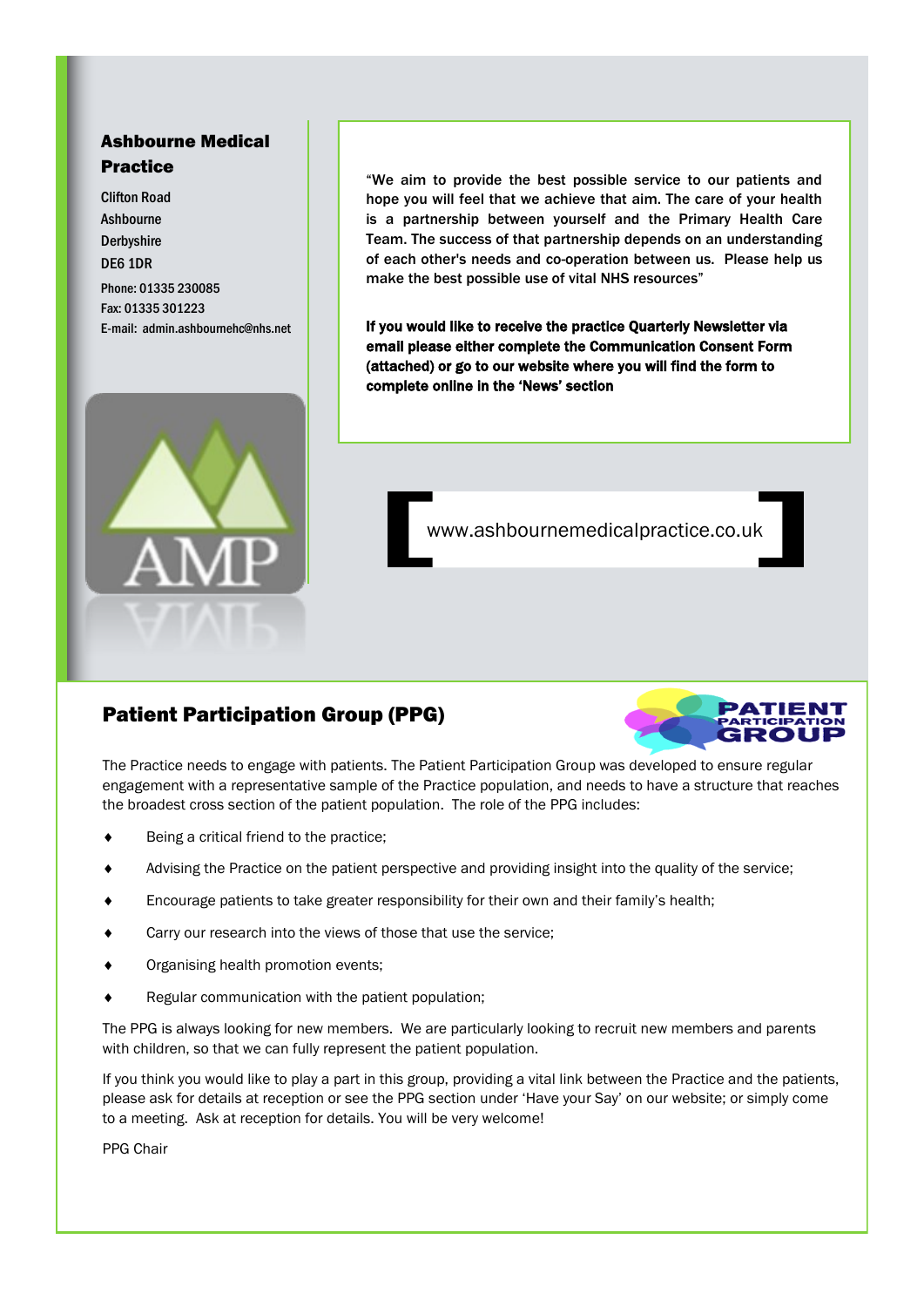## Ashbourne Medical Practice

Clifton Road
Ashbourne
Derbyshire
DE6 1DR

Phone: 01335 230085
Fax: 01335 301223
E-mail: admin.ashbournehc@nhs.net

"We aim to provide the best possible service to our patients and hope you will feel that we achieve that aim. The care of your health is a partnership between yourself and the Primary Health Care Team. The success of that partnership depends on an understanding of each other's needs and co-operation between us. Please help us make the best possible use of vital NHS resources"

**If you would like to receive the practice Quarterly Newsletter via email please either complete the Communication Consent Form (attached) or go to our website where you will find the form to complete online in the 'News' section**

www.ashbournemedicalpractice.co.uk

## Patient Participation Group (PPG)

The Practice needs to engage with patients. The Patient Participation Group was developed to ensure regular engagement with a representative sample of the Practice population, and needs to have a structure that reaches the broadest cross section of the patient population. The role of the PPG includes:

- Being a critical friend to the practice;
- Advising the Practice on the patient perspective and providing insight into the quality of the service;
- Encourage patients to take greater responsibility for their own and their family's health;
- Carry our research into the views of those that use the service;
- Organising health promotion events;
- Regular communication with the patient population;

The PPG is always looking for new members. We are particularly looking to recruit new members and parents with children, so that we can fully represent the patient population.

If you think you would like to play a part in this group, providing a vital link between the Practice and the patients, please ask for details at reception or see the PPG section under 'Have your Say' on our website; or simply come to a meeting. Ask at reception for details. You will be very welcome!

PPG Chair